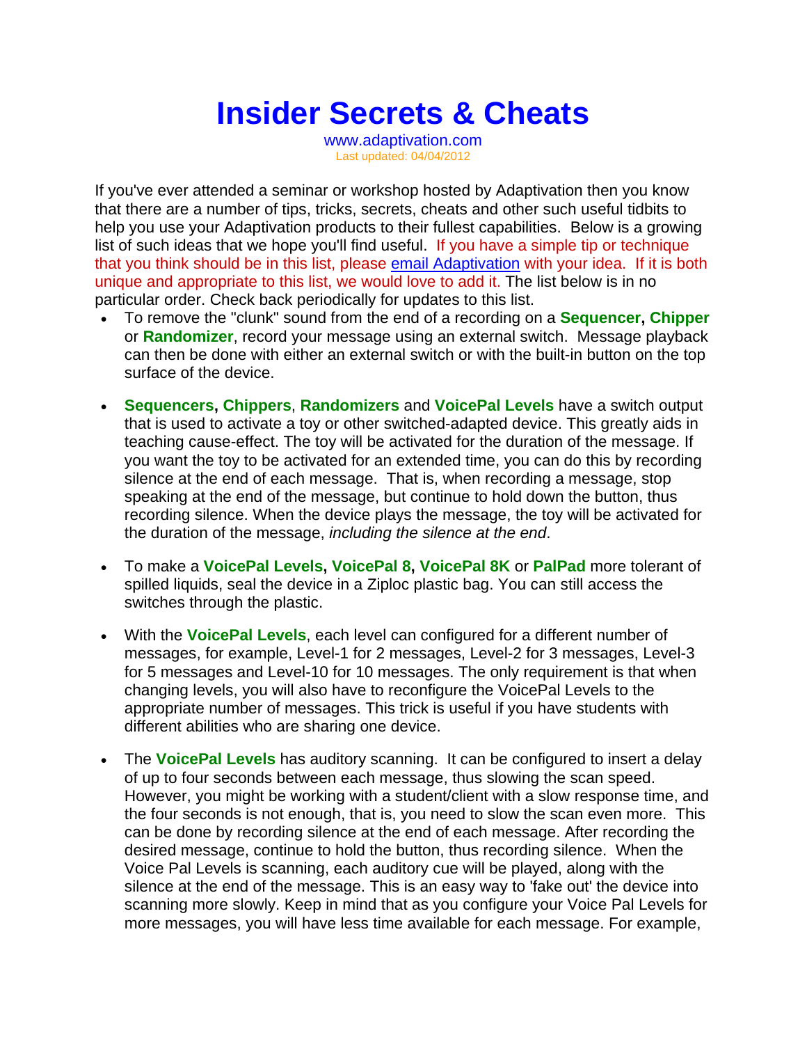# Insider Secrets & Cheats

www.adaptivation.com

Last updated: 04/04/2012

If you've ever attended a seminar or workshop hosted by Adaptivation then you know that there are a number of tips, tricks, secrets, cheats and other such useful tidbits to help you use your Adaptivation products to their fullest capabilities. Below is a growing list of such ideas that we hope you'll find useful. If you have a simple tip or technique that you think should be in this list, please email Adaptivation with your idea. If it is both unique and appropriate to this list, we would love to add it. The list below is in no particular order. Check back periodically for updates to this list.

- To remove the "clunk" sound from the end of a recording on a **Sequencer**, **Chipper** or **Randomizer**, record your message using an external switch. Message playback can then be done with either an external switch or with the built-in button on the top surface of the device.

- **Sequencers**, **Chippers**, **Randomizers** and **VoicePal Levels** have a switch output that is used to activate a toy or other switched-adapted device. This greatly aids in teaching cause-effect. The toy will be activated for the duration of the message. If you want the toy to be activated for an extended time, you can do this by recording silence at the end of each message. That is, when recording a message, stop speaking at the end of the message, but continue to hold down the button, thus recording silence. When the device plays the message, the toy will be activated for the duration of the message, *including the silence at the end*.

- To make a **VoicePal Levels**, **VoicePal 8**, **VoicePal 8K** or **PalPad** more tolerant of spilled liquids, seal the device in a Ziploc plastic bag. You can still access the switches through the plastic.

- With the **VoicePal Levels**, each level can configured for a different number of messages, for example, Level-1 for 2 messages, Level-2 for 3 messages, Level-3 for 5 messages and Level-10 for 10 messages. The only requirement is that when changing levels, you will also have to reconfigure the VoicePal Levels to the appropriate number of messages. This trick is useful if you have students with different abilities who are sharing one device.

- The **VoicePal Levels** has auditory scanning. It can be configured to insert a delay of up to four seconds between each message, thus slowing the scan speed. However, you might be working with a student/client with a slow response time, and the four seconds is not enough, that is, you need to slow the scan even more. This can be done by recording silence at the end of each message. After recording the desired message, continue to hold the button, thus recording silence. When the Voice Pal Levels is scanning, each auditory cue will be played, along with the silence at the end of the message. This is an easy way to 'fake out' the device into scanning more slowly. Keep in mind that as you configure your Voice Pal Levels for more messages, you will have less time available for each message. For example,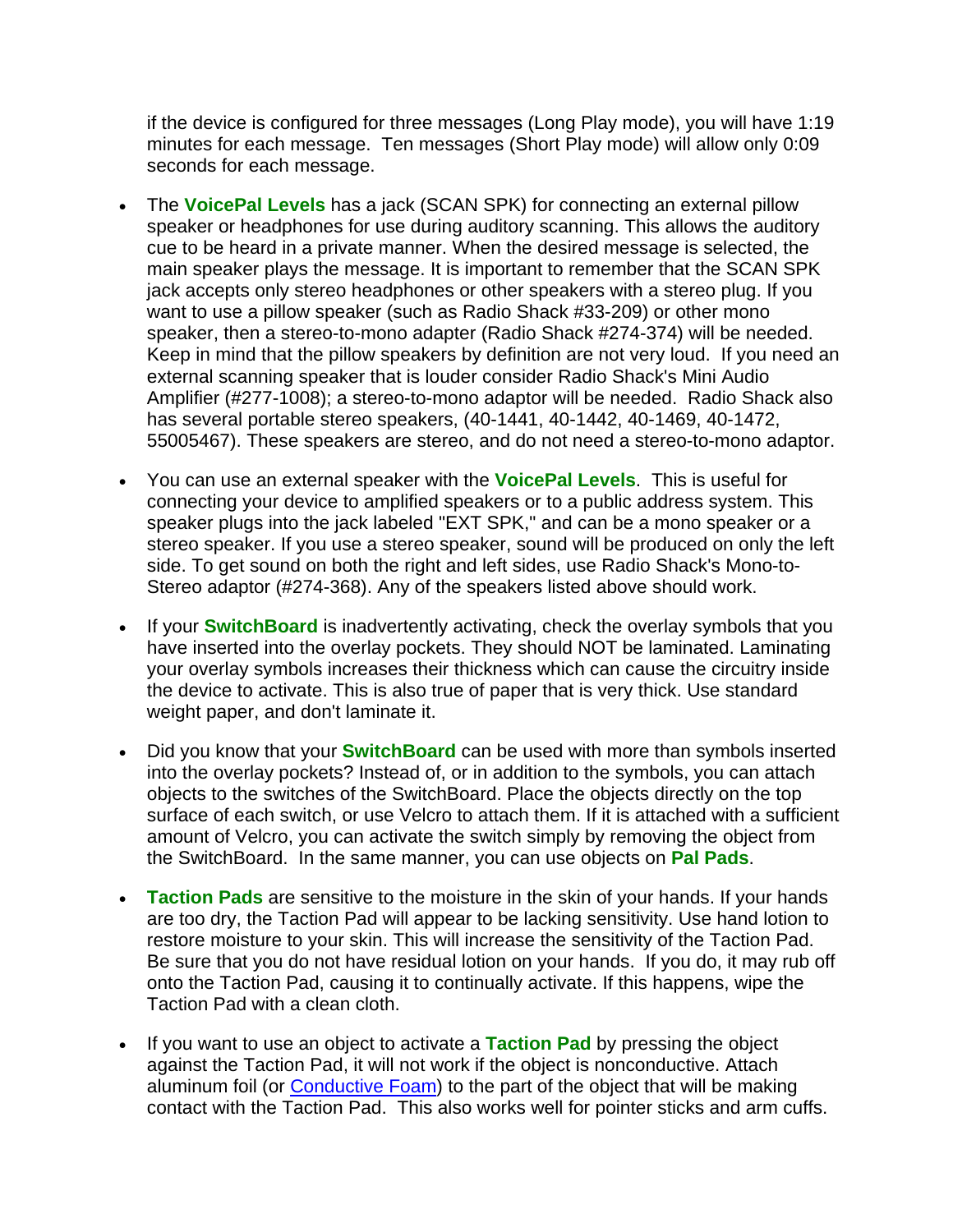if the device is configured for three messages (Long Play mode), you will have 1:19 minutes for each message. Ten messages (Short Play mode) will allow only 0:09 seconds for each message.

- The **VoicePal Levels** has a jack (SCAN SPK) for connecting an external pillow speaker or headphones for use during auditory scanning. This allows the auditory cue to be heard in a private manner. When the desired message is selected, the main speaker plays the message. It is important to remember that the SCAN SPK jack accepts only stereo headphones or other speakers with a stereo plug. If you want to use a pillow speaker (such as Radio Shack #33-209) or other mono speaker, then a stereo-to-mono adapter (Radio Shack #274-374) will be needed. Keep in mind that the pillow speakers by definition are not very loud. If you need an external scanning speaker that is louder consider Radio Shack's Mini Audio Amplifier (#277-1008); a stereo-to-mono adaptor will be needed. Radio Shack also has several portable stereo speakers, (40-1441, 40-1442, 40-1469, 40-1472, 55005467). These speakers are stereo, and do not need a stereo-to-mono adaptor.

- You can use an external speaker with the **VoicePal Levels**. This is useful for connecting your device to amplified speakers or to a public address system. This speaker plugs into the jack labeled "EXT SPK," and can be a mono speaker or a stereo speaker. If you use a stereo speaker, sound will be produced on only the left side. To get sound on both the right and left sides, use Radio Shack's Mono-to-Stereo adaptor (#274-368). Any of the speakers listed above should work.

- If your **SwitchBoard** is inadvertently activating, check the overlay symbols that you have inserted into the overlay pockets. They should NOT be laminated. Laminating your overlay symbols increases their thickness which can cause the circuitry inside the device to activate. This is also true of paper that is very thick. Use standard weight paper, and don't laminate it.

- Did you know that your **SwitchBoard** can be used with more than symbols inserted into the overlay pockets? Instead of, or in addition to the symbols, you can attach objects to the switches of the SwitchBoard. Place the objects directly on the top surface of each switch, or use Velcro to attach them. If it is attached with a sufficient amount of Velcro, you can activate the switch simply by removing the object from the SwitchBoard. In the same manner, you can use objects on **Pal Pads**.

- **Taction Pads** are sensitive to the moisture in the skin of your hands. If your hands are too dry, the Taction Pad will appear to be lacking sensitivity. Use hand lotion to restore moisture to your skin. This will increase the sensitivity of the Taction Pad. Be sure that you do not have residual lotion on your hands. If you do, it may rub off onto the Taction Pad, causing it to continually activate. If this happens, wipe the Taction Pad with a clean cloth.

- If you want to use an object to activate a **Taction Pad** by pressing the object against the Taction Pad, it will not work if the object is nonconductive. Attach aluminum foil (or Conductive Foam) to the part of the object that will be making contact with the Taction Pad. This also works well for pointer sticks and arm cuffs.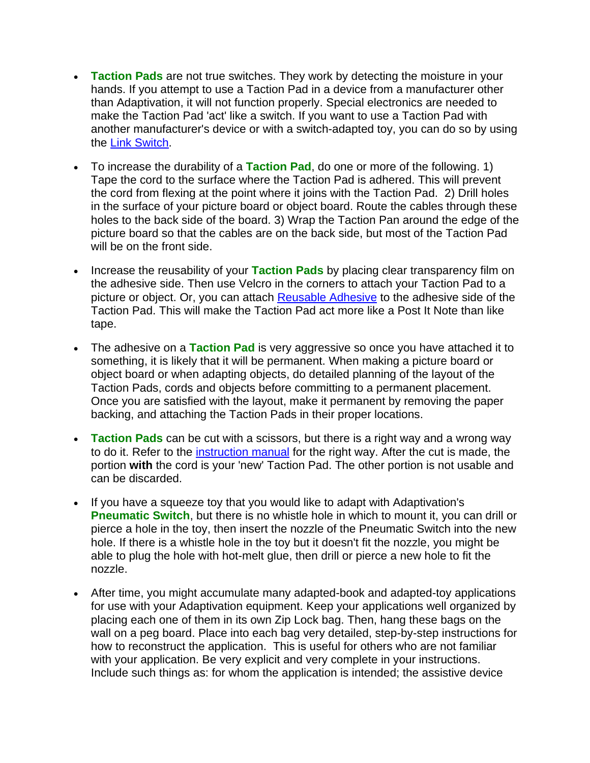- **Taction Pads** are not true switches. They work by detecting the moisture in your hands. If you attempt to use a Taction Pad in a device from a manufacturer other than Adaptivation, it will not function properly. Special electronics are needed to make the Taction Pad 'act' like a switch. If you want to use a Taction Pad with another manufacturer's device or with a switch-adapted toy, you can do so by using the Link Switch.

- To increase the durability of a **Taction Pad**, do one or more of the following. 1) Tape the cord to the surface where the Taction Pad is adhered. This will prevent the cord from flexing at the point where it joins with the Taction Pad. 2) Drill holes in the surface of your picture board or object board. Route the cables through these holes to the back side of the board. 3) Wrap the Taction Pan around the edge of the picture board so that the cables are on the back side, but most of the Taction Pad will be on the front side.

- Increase the reusability of your **Taction Pads** by placing clear transparency film on the adhesive side. Then use Velcro in the corners to attach your Taction Pad to a picture or object. Or, you can attach Reusable Adhesive to the adhesive side of the Taction Pad. This will make the Taction Pad act more like a Post It Note than like tape.

- The adhesive on a **Taction Pad** is very aggressive so once you have attached it to something, it is likely that it will be permanent. When making a picture board or object board or when adapting objects, do detailed planning of the layout of the Taction Pads, cords and objects before committing to a permanent placement. Once you are satisfied with the layout, make it permanent by removing the paper backing, and attaching the Taction Pads in their proper locations.

- **Taction Pads** can be cut with a scissors, but there is a right way and a wrong way to do it. Refer to the instruction manual for the right way. After the cut is made, the portion **with** the cord is your 'new' Taction Pad. The other portion is not usable and can be discarded.

- If you have a squeeze toy that you would like to adapt with Adaptivation's **Pneumatic Switch**, but there is no whistle hole in which to mount it, you can drill or pierce a hole in the toy, then insert the nozzle of the Pneumatic Switch into the new hole. If there is a whistle hole in the toy but it doesn't fit the nozzle, you might be able to plug the hole with hot-melt glue, then drill or pierce a new hole to fit the nozzle.

- After time, you might accumulate many adapted-book and adapted-toy applications for use with your Adaptivation equipment. Keep your applications well organized by placing each one of them in its own Zip Lock bag. Then, hang these bags on the wall on a peg board. Place into each bag very detailed, step-by-step instructions for how to reconstruct the application. This is useful for others who are not familiar with your application. Be very explicit and very complete in your instructions. Include such things as: for whom the application is intended; the assistive device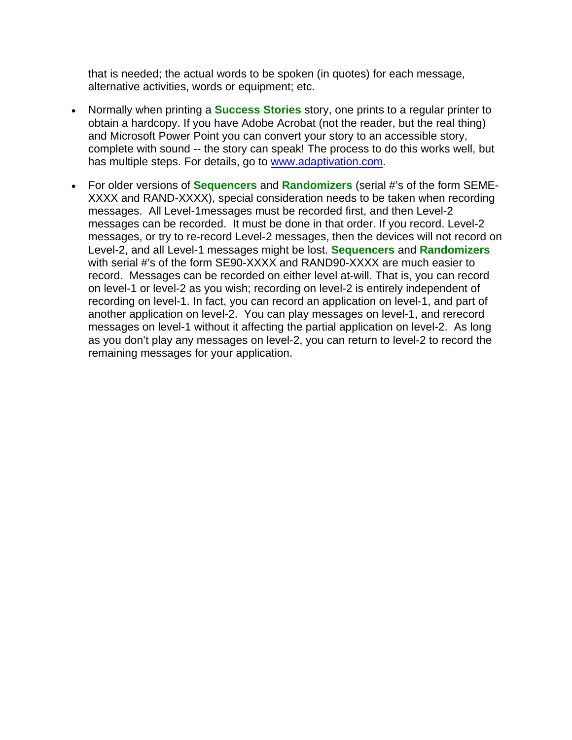that is needed; the actual words to be spoken (in quotes) for each message, alternative activities, words or equipment; etc.

- Normally when printing a **Success Stories** story, one prints to a regular printer to obtain a hardcopy. If you have Adobe Acrobat (not the reader, but the real thing) and Microsoft Power Point you can convert your story to an accessible story, complete with sound -- the story can speak! The process to do this works well, but has multiple steps. For details, go to [www.adaptivation.com](http://www.adaptivation.com).

- For older versions of **Sequencers** and **Randomizers** (serial #'s of the form SEME-XXXX and RAND-XXXX), special consideration needs to be taken when recording messages. All Level-1messages must be recorded first, and then Level-2 messages can be recorded. It must be done in that order. If you record. Level-2 messages, or try to re-record Level-2 messages, then the devices will not record on Level-2, and all Level-1 messages might be lost. **Sequencers** and **Randomizers** with serial #'s of the form SE90-XXXX and RAND90-XXXX are much easier to record. Messages can be recorded on either level at-will. That is, you can record on level-1 or level-2 as you wish; recording on level-2 is entirely independent of recording on level-1. In fact, you can record an application on level-1, and part of another application on level-2. You can play messages on level-1, and rerecord messages on level-1 without it affecting the partial application on level-2. As long as you don't play any messages on level-2, you can return to level-2 to record the remaining messages for your application.